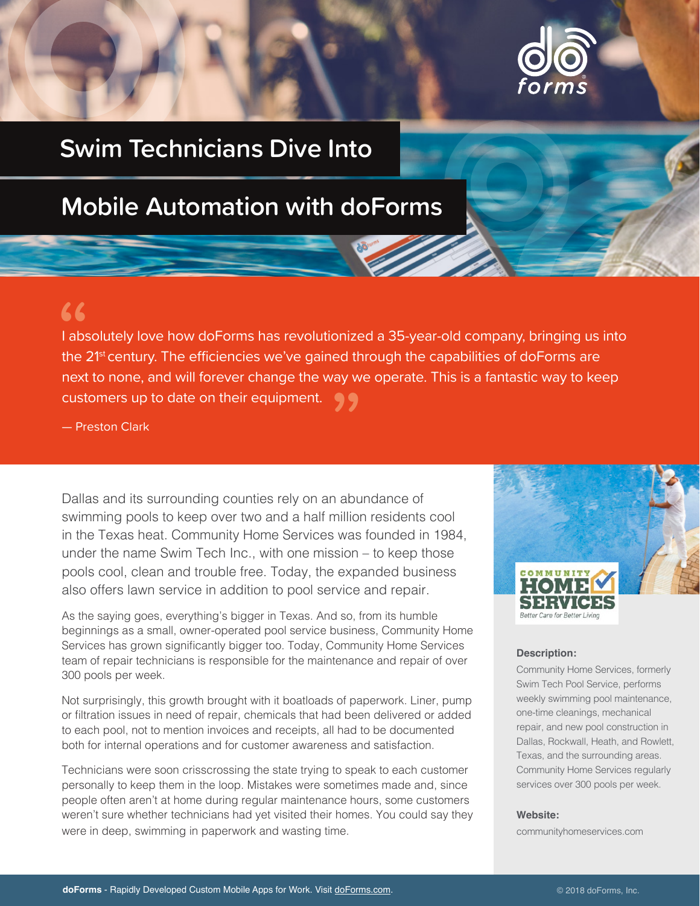# Swim Technicians Dive Into Mobile Automation with doForms

> I absolutely love how doForms has revolutionized a 35-year-old company, bringing us into the 21st century. The efficiencies we've gained through the capabilities of doForms are next to none, and will forever change the way we operate. This is a fantastic way to keep customers up to date on their equipment.
>
> — Preston Clark

Dallas and its surrounding counties rely on an abundance of swimming pools to keep over two and a half million residents cool in the Texas heat. Community Home Services was founded in 1984, under the name Swim Tech Inc., with one mission – to keep those pools cool, clean and trouble free. Today, the expanded business also offers lawn service in addition to pool service and repair.

As the saying goes, everything's bigger in Texas. And so, from its humble beginnings as a small, owner-operated pool service business, Community Home Services has grown significantly bigger too. Today, Community Home Services team of repair technicians is responsible for the maintenance and repair of over 300 pools per week.

Not surprisingly, this growth brought with it boatloads of paperwork. Liner, pump or filtration issues in need of repair, chemicals that had been delivered or added to each pool, not to mention invoices and receipts, all had to be documented both for internal operations and for customer awareness and satisfaction.

Technicians were soon crisscrossing the state trying to speak to each customer personally to keep them in the loop. Mistakes were sometimes made and, since people often aren't at home during regular maintenance hours, some customers weren't sure whether technicians had yet visited their homes. You could say they were in deep, swimming in paperwork and wasting time.

COMMUNITY HOME SERVICES
Better Care for Better Living

**Description:**

Community Home Services, formerly Swim Tech Pool Service, performs weekly swimming pool maintenance, one-time cleanings, mechanical repair, and new pool construction in Dallas, Rockwall, Heath, and Rowlett, Texas, and the surrounding areas. Community Home Services regularly services over 300 pools per week.

**Website:**

communityhomeservices.com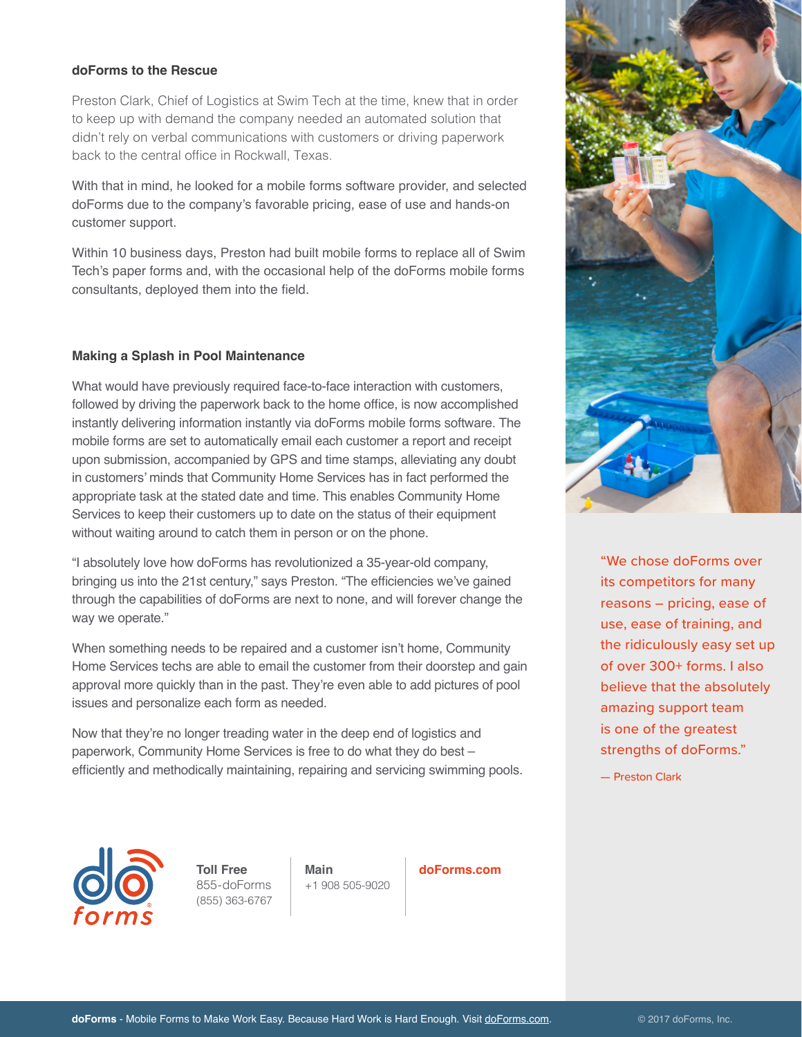### doForms to the Rescue

Preston Clark, Chief of Logistics at Swim Tech at the time, knew that in order to keep up with demand the company needed an automated solution that didn't rely on verbal communications with customers or driving paperwork back to the central office in Rockwall, Texas.

With that in mind, he looked for a mobile forms software provider, and selected doForms due to the company's favorable pricing, ease of use and hands-on customer support.

Within 10 business days, Preston had built mobile forms to replace all of Swim Tech's paper forms and, with the occasional help of the doForms mobile forms consultants, deployed them into the field.

### Making a Splash in Pool Maintenance

What would have previously required face-to-face interaction with customers, followed by driving the paperwork back to the home office, is now accomplished instantly delivering information instantly via doForms mobile forms software. The mobile forms are set to automatically email each customer a report and receipt upon submission, accompanied by GPS and time stamps, alleviating any doubt in customers' minds that Community Home Services has in fact performed the appropriate task at the stated date and time. This enables Community Home Services to keep their customers up to date on the status of their equipment without waiting around to catch them in person or on the phone.

"I absolutely love how doForms has revolutionized a 35-year-old company, bringing us into the 21st century," says Preston. "The efficiencies we've gained through the capabilities of doForms are next to none, and will forever change the way we operate."

When something needs to be repaired and a customer isn't home, Community Home Services techs are able to email the customer from their doorstep and gain approval more quickly than in the past. They're even able to add pictures of pool issues and personalize each form as needed.

Now that they're no longer treading water in the deep end of logistics and paperwork, Community Home Services is free to do what they do best – efficiently and methodically maintaining, repairing and servicing swimming pools.

"We chose doForms over its competitors for many reasons – pricing, ease of use, ease of training, and the ridiculously easy set up of over 300+ forms. I also believe that the absolutely amazing support team is one of the greatest strengths of doForms."

— Preston Clark

**Toll Free**
855-doForms
(855) 363-6767

**Main**
+1 908 505-9020

**doForms.com**

**doForms** - Mobile Forms to Make Work Easy. Because Hard Work is Hard Enough. Visit doForms.com.

© 2017 doForms, Inc.